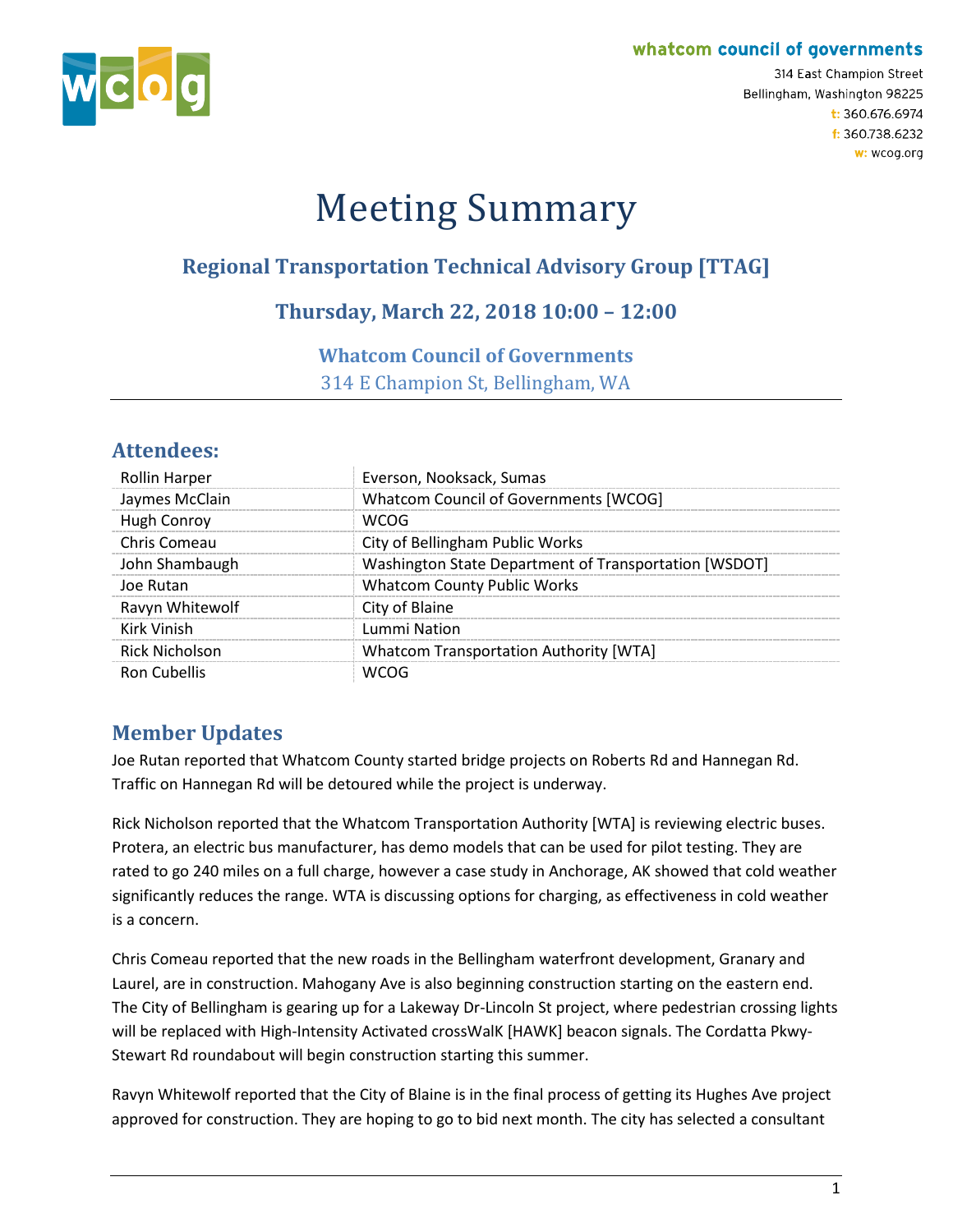whatcom council of governments

314 East Champion Street
Bellingham, Washington 98225
t: 360.676.6974
f: 360.738.6232
w: wcog.org

# Meeting Summary

## Regional Transportation Technical Advisory Group [TTAG]

## Thursday, March 22, 2018 10:00 – 12:00

### Whatcom Council of Governments

314 E Champion St, Bellingham, WA

## Attendees:

| | |
|---|---|
| Rollin Harper | Everson, Nooksack, Sumas |
| Jaymes McClain | Whatcom Council of Governments [WCOG] |
| Hugh Conroy | WCOG |
| Chris Comeau | City of Bellingham Public Works |
| John Shambaugh | Washington State Department of Transportation [WSDOT] |
| Joe Rutan | Whatcom County Public Works |
| Ravyn Whitewolf | City of Blaine |
| Kirk Vinish | Lummi Nation |
| Rick Nicholson | Whatcom Transportation Authority [WTA] |
| Ron Cubellis | WCOG |

## Member Updates

Joe Rutan reported that Whatcom County started bridge projects on Roberts Rd and Hannegan Rd. Traffic on Hannegan Rd will be detoured while the project is underway.

Rick Nicholson reported that the Whatcom Transportation Authority [WTA] is reviewing electric buses. Protera, an electric bus manufacturer, has demo models that can be used for pilot testing. They are rated to go 240 miles on a full charge, however a case study in Anchorage, AK showed that cold weather significantly reduces the range. WTA is discussing options for charging, as effectiveness in cold weather is a concern.

Chris Comeau reported that the new roads in the Bellingham waterfront development, Granary and Laurel, are in construction. Mahogany Ave is also beginning construction starting on the eastern end. The City of Bellingham is gearing up for a Lakeway Dr-Lincoln St project, where pedestrian crossing lights will be replaced with High-Intensity Activated crossWalK [HAWK] beacon signals. The Cordatta Pkwy-Stewart Rd roundabout will begin construction starting this summer.

Ravyn Whitewolf reported that the City of Blaine is in the final process of getting its Hughes Ave project approved for construction. They are hoping to go to bid next month. The city has selected a consultant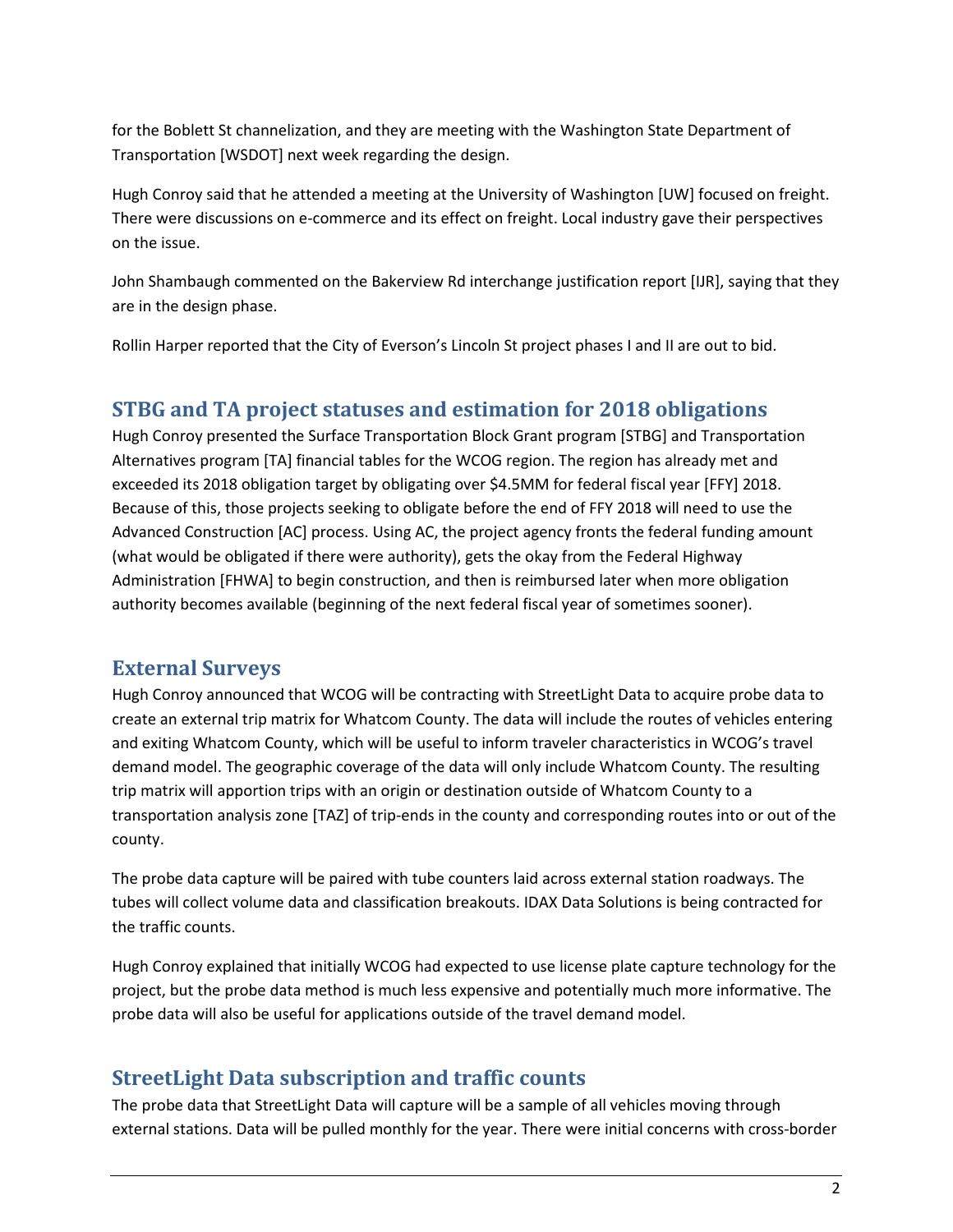for the Boblett St channelization, and they are meeting with the Washington State Department of Transportation [WSDOT] next week regarding the design.

Hugh Conroy said that he attended a meeting at the University of Washington [UW] focused on freight. There were discussions on e-commerce and its effect on freight. Local industry gave their perspectives on the issue.

John Shambaugh commented on the Bakerview Rd interchange justification report [IJR], saying that they are in the design phase.

Rollin Harper reported that the City of Everson's Lincoln St project phases I and II are out to bid.

## STBG and TA project statuses and estimation for 2018 obligations

Hugh Conroy presented the Surface Transportation Block Grant program [STBG] and Transportation Alternatives program [TA] financial tables for the WCOG region. The region has already met and exceeded its 2018 obligation target by obligating over $4.5MM for federal fiscal year [FFY] 2018. Because of this, those projects seeking to obligate before the end of FFY 2018 will need to use the Advanced Construction [AC] process. Using AC, the project agency fronts the federal funding amount (what would be obligated if there were authority), gets the okay from the Federal Highway Administration [FHWA] to begin construction, and then is reimbursed later when more obligation authority becomes available (beginning of the next federal fiscal year of sometimes sooner).

## External Surveys

Hugh Conroy announced that WCOG will be contracting with StreetLight Data to acquire probe data to create an external trip matrix for Whatcom County. The data will include the routes of vehicles entering and exiting Whatcom County, which will be useful to inform traveler characteristics in WCOG's travel demand model. The geographic coverage of the data will only include Whatcom County. The resulting trip matrix will apportion trips with an origin or destination outside of Whatcom County to a transportation analysis zone [TAZ] of trip-ends in the county and corresponding routes into or out of the county.

The probe data capture will be paired with tube counters laid across external station roadways. The tubes will collect volume data and classification breakouts. IDAX Data Solutions is being contracted for the traffic counts.

Hugh Conroy explained that initially WCOG had expected to use license plate capture technology for the project, but the probe data method is much less expensive and potentially much more informative. The probe data will also be useful for applications outside of the travel demand model.

## StreetLight Data subscription and traffic counts

The probe data that StreetLight Data will capture will be a sample of all vehicles moving through external stations. Data will be pulled monthly for the year. There were initial concerns with cross-border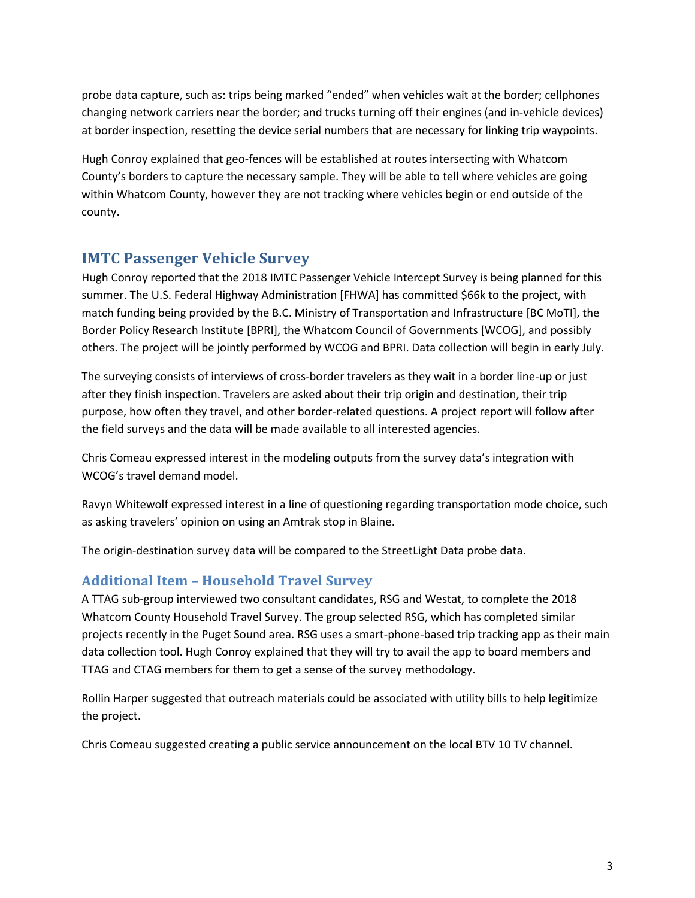probe data capture, such as: trips being marked "ended" when vehicles wait at the border; cellphones changing network carriers near the border; and trucks turning off their engines (and in-vehicle devices) at border inspection, resetting the device serial numbers that are necessary for linking trip waypoints.

Hugh Conroy explained that geo-fences will be established at routes intersecting with Whatcom County's borders to capture the necessary sample. They will be able to tell where vehicles are going within Whatcom County, however they are not tracking where vehicles begin or end outside of the county.

## IMTC Passenger Vehicle Survey

Hugh Conroy reported that the 2018 IMTC Passenger Vehicle Intercept Survey is being planned for this summer. The U.S. Federal Highway Administration [FHWA] has committed $66k to the project, with match funding being provided by the B.C. Ministry of Transportation and Infrastructure [BC MoTI], the Border Policy Research Institute [BPRI], the Whatcom Council of Governments [WCOG], and possibly others. The project will be jointly performed by WCOG and BPRI. Data collection will begin in early July.

The surveying consists of interviews of cross-border travelers as they wait in a border line-up or just after they finish inspection. Travelers are asked about their trip origin and destination, their trip purpose, how often they travel, and other border-related questions. A project report will follow after the field surveys and the data will be made available to all interested agencies.

Chris Comeau expressed interest in the modeling outputs from the survey data's integration with WCOG's travel demand model.

Ravyn Whitewolf expressed interest in a line of questioning regarding transportation mode choice, such as asking travelers' opinion on using an Amtrak stop in Blaine.

The origin-destination survey data will be compared to the StreetLight Data probe data.

### Additional Item – Household Travel Survey

A TTAG sub-group interviewed two consultant candidates, RSG and Westat, to complete the 2018 Whatcom County Household Travel Survey. The group selected RSG, which has completed similar projects recently in the Puget Sound area. RSG uses a smart-phone-based trip tracking app as their main data collection tool. Hugh Conroy explained that they will try to avail the app to board members and TTAG and CTAG members for them to get a sense of the survey methodology.

Rollin Harper suggested that outreach materials could be associated with utility bills to help legitimize the project.

Chris Comeau suggested creating a public service announcement on the local BTV 10 TV channel.